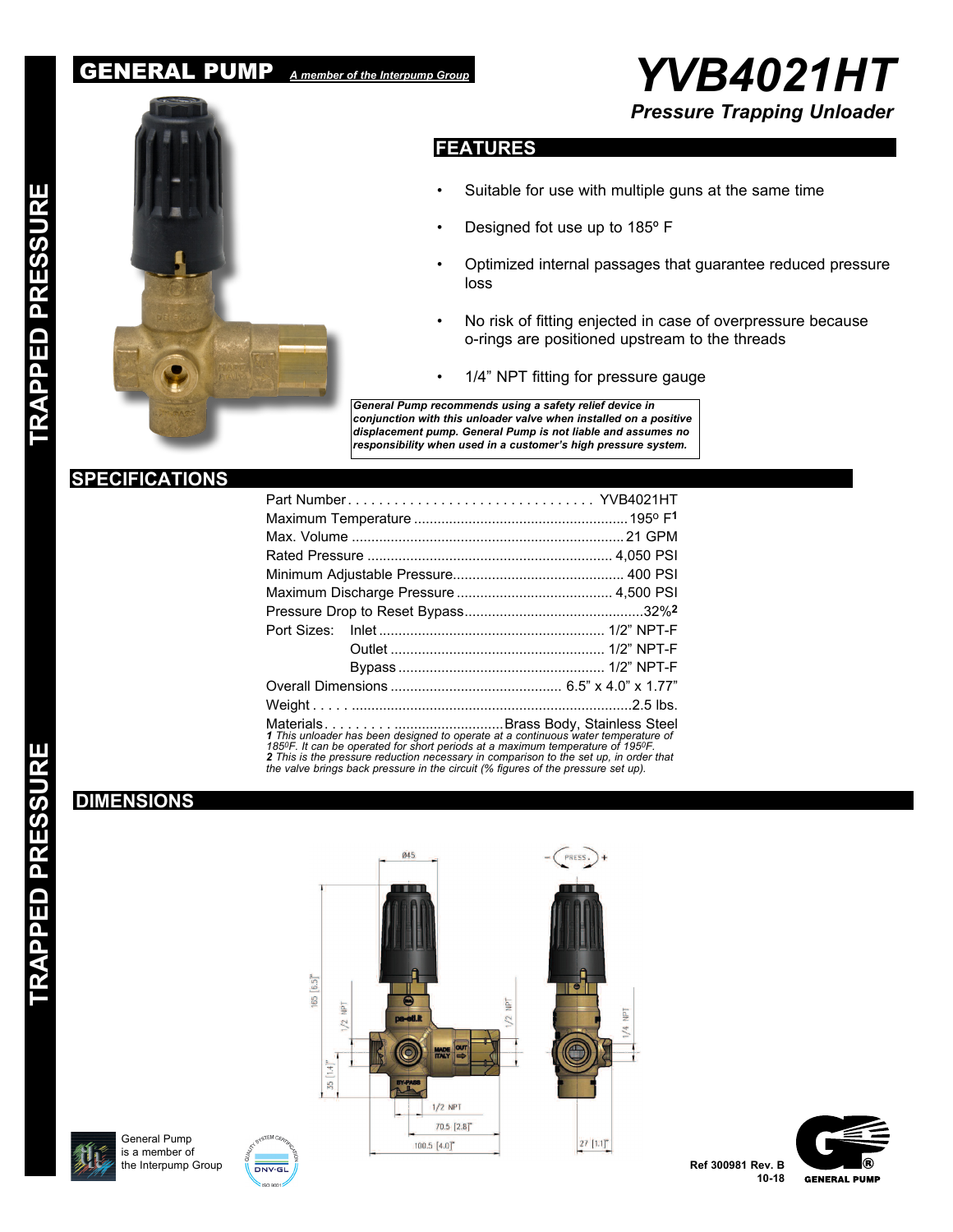# GENERAL PUMP

*A member of the Interpump Group*

# YVB4021HT

## *Pressure Trapping Unloader*

TRAPPED PRESSURE

## FEATURES

- Suitable for use with multiple guns at the same time
- Designed fot use up to 185º F
- Optimized internal passages that guarantee reduced pressure loss
- No risk of fitting ejected in case of overpressure because o-rings are positioned upstream to the threads
- 1/4" NPT fitting for pressure gauge

***General Pump recommends using a safety relief device in conjunction with this unloader valve when installed on a positive displacement pump. General Pump is not liable and assumes no responsibility when used in a customer's high pressure system.***

## SPECIFICATIONS

| | | |
|---|---|---|
| Part Number | | YVB4021HT |
| Maximum Temperature | | 195º F[1] |
| Max. Volume | | 21 GPM |
| Rated Pressure | | 4,050 PSI |
| Minimum Adjustable Pressure | | 400 PSI |
| Maximum Discharge Pressure | | 4,500 PSI |
| Pressure Drop to Reset Bypass | | 32%[2] |
| Port Sizes: | Inlet | 1/2" NPT-F |
| | Outlet | 1/2" NPT-F |
| | Bypass | 1/2" NPT-F |
| Overall Dimensions | | 6.5" x 4.0" x 1.77" |
| Weight | | 2.5 lbs. |
| Materials | | Brass Body, Stainless Steel |

*1 This unloader has been designed to operate at a continuous water temperature of 185ºF. It can be operated for short periods at a maximum temperature of 195ºF.*
*2 This is the pressure reduction necessary in comparison to the set up, in order that the valve brings back pressure in the circuit (% figures of the pressure set up).*

TRAPPED PRESSURE

## DIMENSIONS

Ø45 — PRESS. − + — 165 [6.5"] — 1/2 NPT — 1/2 NPT — 1/4 NPT — 35 [1.4"] — 1/2 NPT — 70.5 [2.8"] — 100.5 [4.0"] — 27 [1.1"]

General Pump is a member of the Interpump Group

Ref 300981 Rev. B
10-18

GENERAL PUMP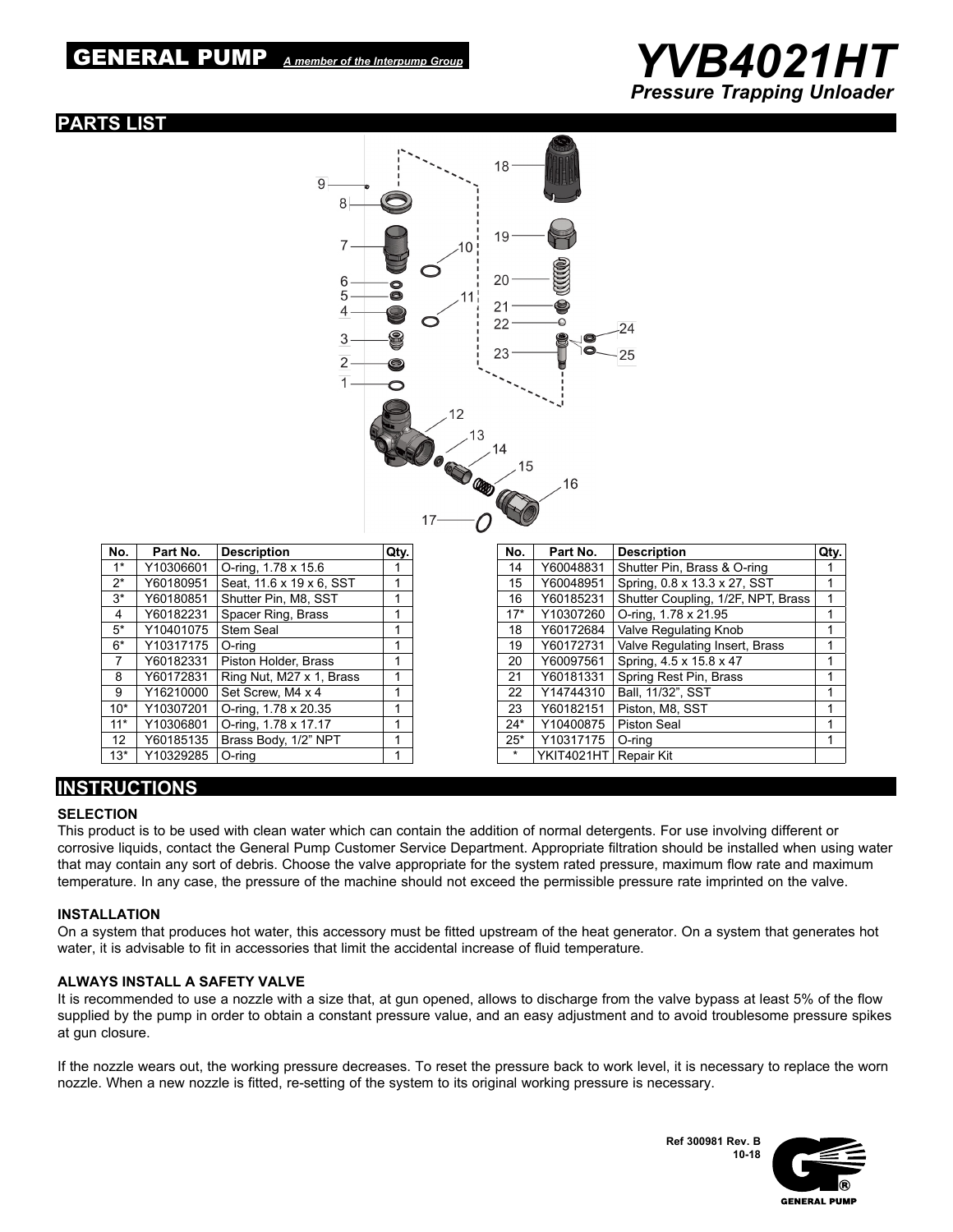GENERAL PUMP *A member of the Interpump Group*

# YVB4021HT

## *Pressure Trapping Unloader*

## PARTS LIST

| No. | Part No. | Description | Qty. |
|---|---|---|---|
| 1* | Y10306601 | O-ring, 1.78 x 15.6 | 1 |
| 2* | Y60180951 | Seat, 11.6 x 19 x 6, SST | 1 |
| 3* | Y60180851 | Shutter Pin, M8, SST | 1 |
| 4 | Y60182231 | Spacer Ring, Brass | 1 |
| 5* | Y10401075 | Stem Seal | 1 |
| 6* | Y10317175 | O-ring | 1 |
| 7 | Y60182331 | Piston Holder, Brass | 1 |
| 8 | Y60172831 | Ring Nut, M27 x 1, Brass | 1 |
| 9 | Y16210000 | Set Screw, M4 x 4 | 1 |
| 10* | Y10307201 | O-ring, 1.78 x 20.35 | 1 |
| 11* | Y10306801 | O-ring, 1.78 x 17.17 | 1 |
| 12 | Y60185135 | Brass Body, 1/2" NPT | 1 |
| 13* | Y10329285 | O-ring | 1 |
| 14 | Y60048831 | Shutter Pin, Brass & O-ring | 1 |
| 15 | Y60048951 | Spring, 0.8 x 13.3 x 27, SST | 1 |
| 16 | Y60185231 | Shutter Coupling, 1/2F, NPT, Brass | 1 |
| 17* | Y10307260 | O-ring, 1.78 x 21.95 | 1 |
| 18 | Y60172684 | Valve Regulating Knob | 1 |
| 19 | Y60172731 | Valve Regulating Insert, Brass | 1 |
| 20 | Y60097561 | Spring, 4.5 x 15.8 x 47 | 1 |
| 21 | Y60181331 | Spring Rest Pin, Brass | 1 |
| 22 | Y14744310 | Ball, 11/32", SST | 1 |
| 23 | Y60182151 | Piston, M8, SST | 1 |
| 24* | Y10400875 | Piston Seal | 1 |
| 25* | Y10317175 | O-ring | 1 |
| * | YKIT4021HT | Repair Kit | |

## INSTRUCTIONS

### SELECTION

This product is to be used with clean water which can contain the addition of normal detergents. For use involving different or corrosive liquids, contact the General Pump Customer Service Department. Appropriate filtration should be installed when using water that may contain any sort of debris. Choose the valve appropriate for the system rated pressure, maximum flow rate and maximum temperature. In any case, the pressure of the machine should not exceed the permissible pressure rate imprinted on the valve.

### INSTALLATION

On a system that produces hot water, this accessory must be fitted upstream of the heat generator. On a system that generates hot water, it is advisable to fit in accessories that limit the accidental increase of fluid temperature.

### ALWAYS INSTALL A SAFETY VALVE

It is recommended to use a nozzle with a size that, at gun opened, allows to discharge from the valve bypass at least 5% of the flow supplied by the pump in order to obtain a constant pressure value, and an easy adjustment and to avoid troublesome pressure spikes at gun closure.

If the nozzle wears out, the working pressure decreases. To reset the pressure back to work level, it is necessary to replace the worn nozzle. When a new nozzle is fitted, re-setting of the system to its original working pressure is necessary.

Ref 300981 Rev. B
10-18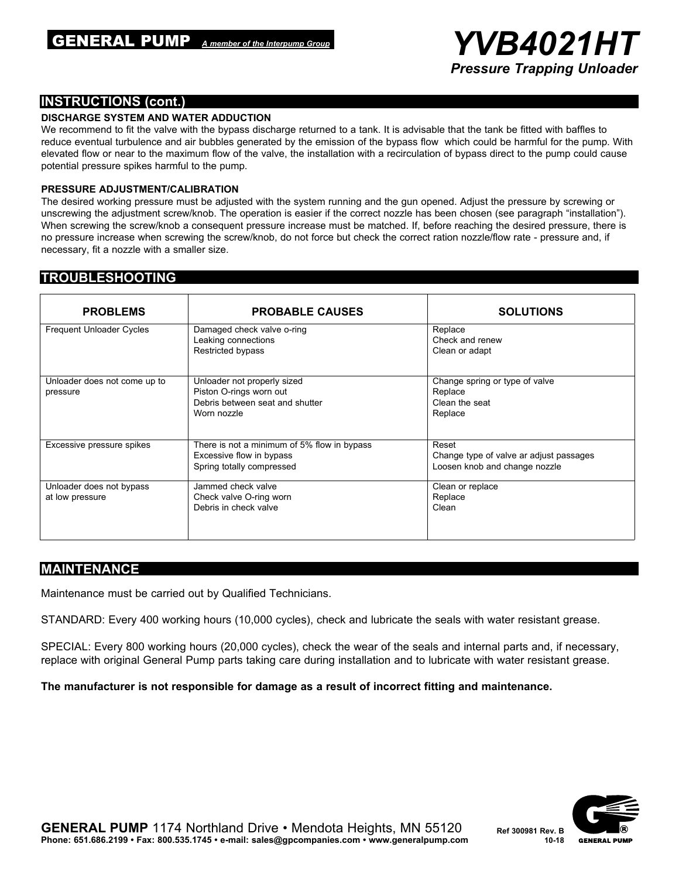## INSTRUCTIONS (cont.)

**DISCHARGE SYSTEM AND WATER ADDUCTION**

We recommend to fit the valve with the bypass discharge returned to a tank. It is advisable that the tank be fitted with baffles to reduce eventual turbulence and air bubbles generated by the emission of the bypass flow which could be harmful for the pump. With elevated flow or near to the maximum flow of the valve, the installation with a recirculation of bypass direct to the pump could cause potential pressure spikes harmful to the pump.

**PRESSURE ADJUSTMENT/CALIBRATION**

The desired working pressure must be adjusted with the system running and the gun opened. Adjust the pressure by screwing or unscrewing the adjustment screw/knob. The operation is easier if the correct nozzle has been chosen (see paragraph "installation"). When screwing the screw/knob a consequent pressure increase must be matched. If, before reaching the desired pressure, there is no pressure increase when screwing the screw/knob, do not force but check the correct ration nozzle/flow rate - pressure and, if necessary, fit a nozzle with a smaller size.

## TROUBLESHOOTING

| PROBLEMS | PROBABLE CAUSES | SOLUTIONS |
|---|---|---|
| Frequent Unloader Cycles | Damaged check valve o-ring<br>Leaking connections<br>Restricted bypass | Replace<br>Check and renew<br>Clean or adapt |
| Unloader does not come up to pressure | Unloader not properly sized<br>Piston O-rings worn out<br>Debris between seat and shutter<br>Worn nozzle | Change spring or type of valve<br>Replace<br>Clean the seat<br>Replace |
| Excessive pressure spikes | There is not a minimum of 5% flow in bypass<br>Excessive flow in bypass<br>Spring totally compressed | Reset<br>Change type of valve ar adjust passages<br>Loosen knob and change nozzle |
| Unloader does not bypass at low pressure | Jammed check valve<br>Check valve O-ring worn<br>Debris in check valve | Clean or replace<br>Replace<br>Clean |

## MAINTENANCE

Maintenance must be carried out by Qualified Technicians.

STANDARD: Every 400 working hours (10,000 cycles), check and lubricate the seals with water resistant grease.

SPECIAL: Every 800 working hours (20,000 cycles), check the wear of the seals and internal parts and, if necessary, replace with original General Pump parts taking care during installation and to lubricate with water resistant grease.

**The manufacturer is not responsible for damage as a result of incorrect fitting and maintenance.**

**GENERAL PUMP** 1174 Northland Drive • Mendota Heights, MN 55120
**Phone: 651.686.2199 • Fax: 800.535.1745 • e-mail: sales@gpcompanies.com • www.generalpump.com**

Ref 300981 Rev. B 10-18